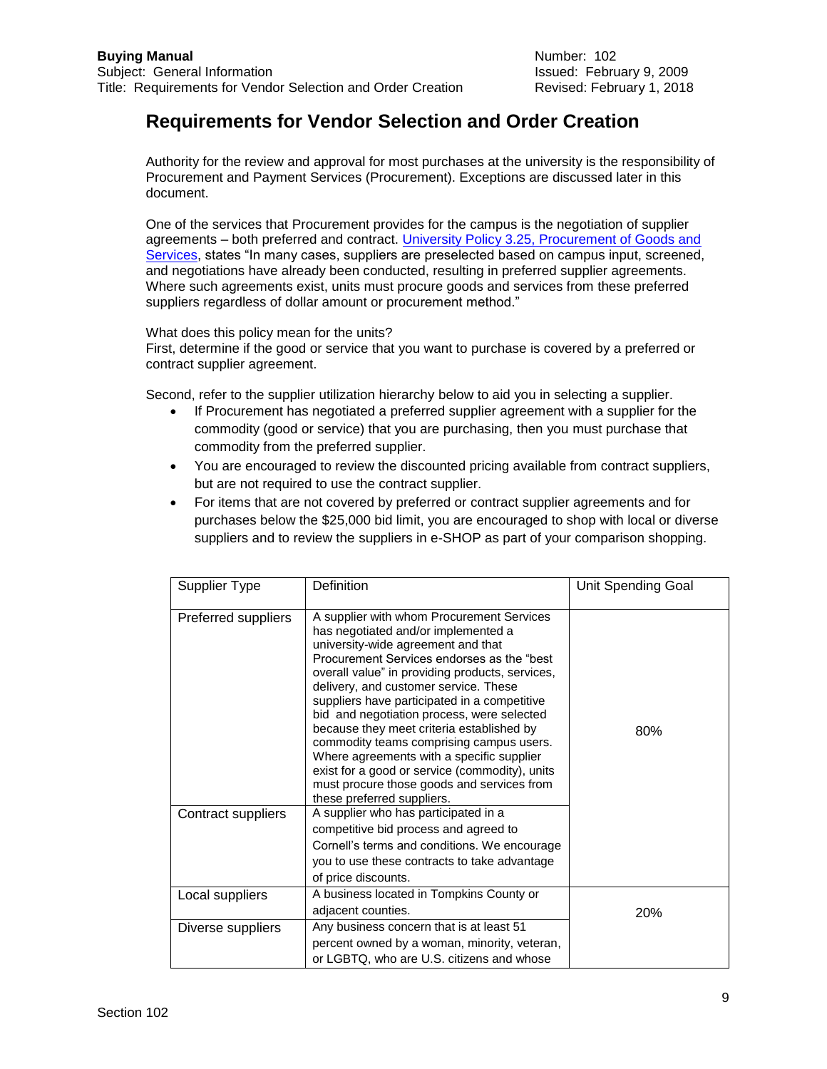# Requirements for Vendor Selection and Order Creation

Authority for the review and approval for most purchases at the university is the responsibility of Procurement and Payment Services (Procurement). Exceptions are discussed later in this document.

One of the services that Procurement provides for the campus is the negotiation of supplier agreements – both preferred and contract. University Policy 3.25, Procurement of Goods and Services, states "In many cases, suppliers are preselected based on campus input, screened, and negotiations have already been conducted, resulting in preferred supplier agreements. Where such agreements exist, units must procure goods and services from these preferred suppliers regardless of dollar amount or procurement method."

What does this policy mean for the units?
First, determine if the good or service that you want to purchase is covered by a preferred or contract supplier agreement.

Second, refer to the supplier utilization hierarchy below to aid you in selecting a supplier.

- If Procurement has negotiated a preferred supplier agreement with a supplier for the commodity (good or service) that you are purchasing, then you must purchase that commodity from the preferred supplier.
- You are encouraged to review the discounted pricing available from contract suppliers, but are not required to use the contract supplier.
- For items that are not covered by preferred or contract supplier agreements and for purchases below the $25,000 bid limit, you are encouraged to shop with local or diverse suppliers and to review the suppliers in e-SHOP as part of your comparison shopping.

| Supplier Type | Definition | Unit Spending Goal |
| --- | --- | --- |
| Preferred suppliers | A supplier with whom Procurement Services has negotiated and/or implemented a university-wide agreement and that Procurement Services endorses as the "best overall value" in providing products, services, delivery, and customer service. These suppliers have participated in a competitive bid and negotiation process, were selected because they meet criteria established by commodity teams comprising campus users. Where agreements with a specific supplier exist for a good or service (commodity), units must procure those goods and services from these preferred suppliers. | 80% |
| Contract suppliers | A supplier who has participated in a competitive bid process and agreed to Cornell's terms and conditions. We encourage you to use these contracts to take advantage of price discounts. | |
| Local suppliers | A business located in Tompkins County or adjacent counties. | 20% |
| Diverse suppliers | Any business concern that is at least 51 percent owned by a woman, minority, veteran, or LGBTQ, who are U.S. citizens and whose | |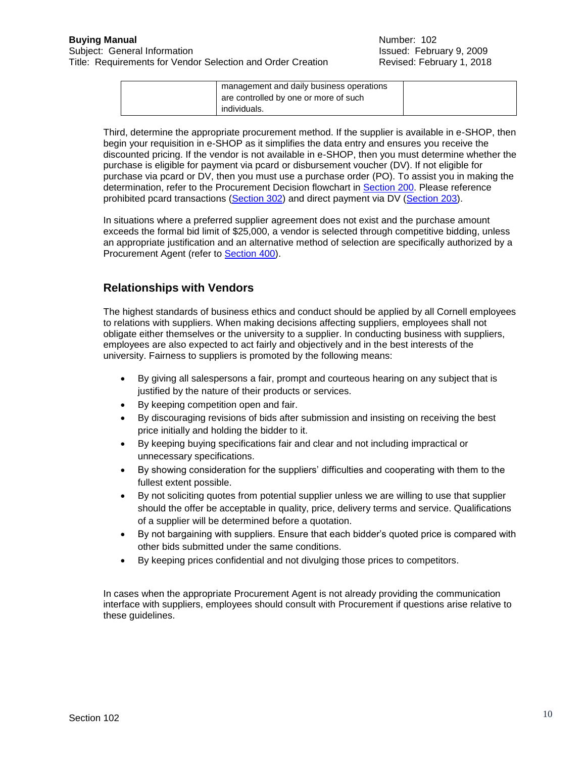| | | |
|---|---|---|
| | management and daily business operations are controlled by one or more of such individuals. | |

Third, determine the appropriate procurement method. If the supplier is available in e-SHOP, then begin your requisition in e-SHOP as it simplifies the data entry and ensures you receive the discounted pricing. If the vendor is not available in e-SHOP, then you must determine whether the purchase is eligible for payment via pcard or disbursement voucher (DV). If not eligible for purchase via pcard or DV, then you must use a purchase order (PO). To assist you in making the determination, refer to the Procurement Decision flowchart in Section 200. Please reference prohibited pcard transactions (Section 302) and direct payment via DV (Section 203).

In situations where a preferred supplier agreement does not exist and the purchase amount exceeds the formal bid limit of $25,000, a vendor is selected through competitive bidding, unless an appropriate justification and an alternative method of selection are specifically authorized by a Procurement Agent (refer to Section 400).

## Relationships with Vendors

The highest standards of business ethics and conduct should be applied by all Cornell employees to relations with suppliers. When making decisions affecting suppliers, employees shall not obligate either themselves or the university to a supplier. In conducting business with suppliers, employees are also expected to act fairly and objectively and in the best interests of the university. Fairness to suppliers is promoted by the following means:

- By giving all salespersons a fair, prompt and courteous hearing on any subject that is justified by the nature of their products or services.
- By keeping competition open and fair.
- By discouraging revisions of bids after submission and insisting on receiving the best price initially and holding the bidder to it.
- By keeping buying specifications fair and clear and not including impractical or unnecessary specifications.
- By showing consideration for the suppliers' difficulties and cooperating with them to the fullest extent possible.
- By not soliciting quotes from potential supplier unless we are willing to use that supplier should the offer be acceptable in quality, price, delivery terms and service. Qualifications of a supplier will be determined before a quotation.
- By not bargaining with suppliers. Ensure that each bidder's quoted price is compared with other bids submitted under the same conditions.
- By keeping prices confidential and not divulging those prices to competitors.

In cases when the appropriate Procurement Agent is not already providing the communication interface with suppliers, employees should consult with Procurement if questions arise relative to these guidelines.